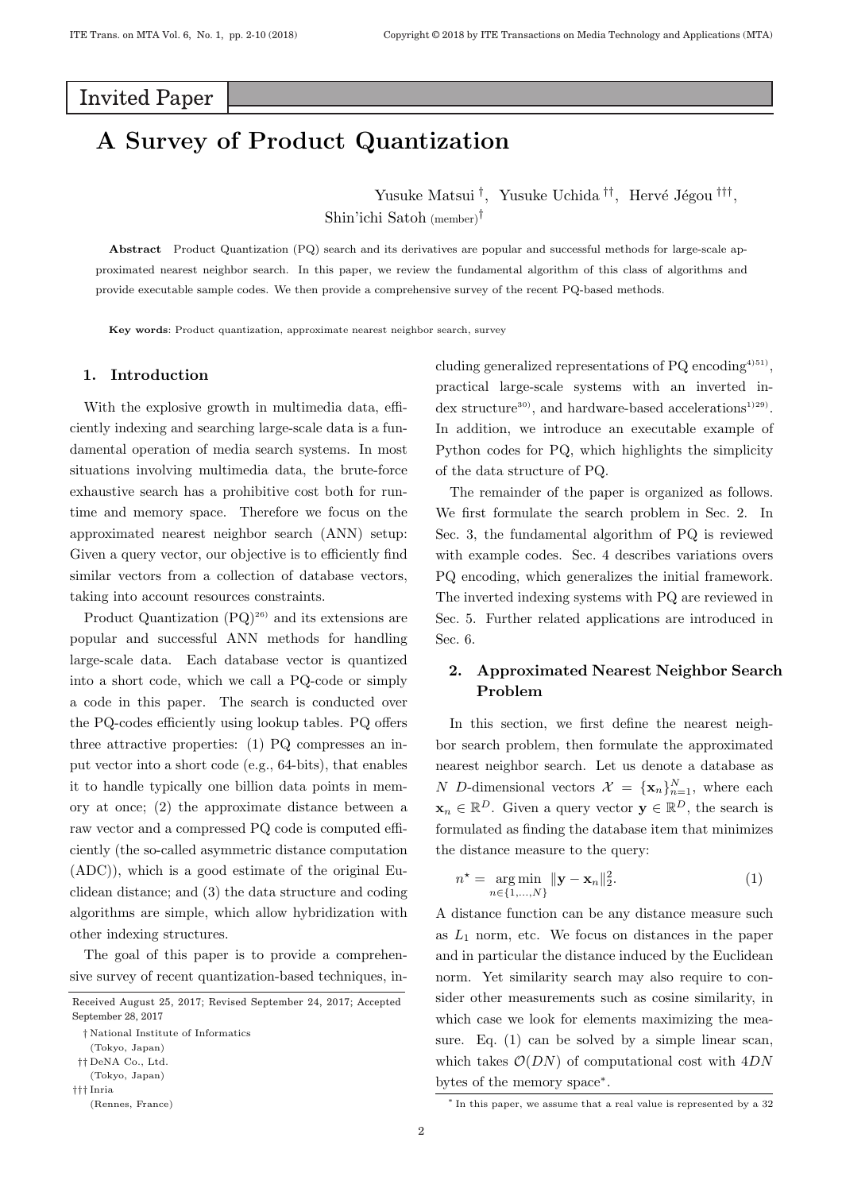Invited Paper

# A Survey of Product Quantization

Yusuke Matsui †, Yusuke Uchida ††, Hervé Jégou †††, Shin'ichi Satoh (member)†

**Abstract** Product Quantization (PQ) search and its derivatives are popular and successful methods for large-scale approximated nearest neighbor search. In this paper, we review the fundamental algorithm of this class of algorithms and provide executable sample codes. We then provide a comprehensive survey of the recent PQ-based methods.

**Key words**: Product quantization, approximate nearest neighbor search, survey

## 1. Introduction

With the explosive growth in multimedia data, efficiently indexing and searching large-scale data is a fundamental operation of media search systems. In most situations involving multimedia data, the brute-force exhaustive search has a prohibitive cost both for runtime and memory space. Therefore we focus on the approximated nearest neighbor search (ANN) setup: Given a query vector, our objective is to efficiently find similar vectors from a collection of database vectors, taking into account resources constraints.

Product Quantization (PQ)[26] and its extensions are popular and successful ANN methods for handling large-scale data. Each database vector is quantized into a short code, which we call a PQ-code or simply a code in this paper. The search is conducted over the PQ-codes efficiently using lookup tables. PQ offers three attractive properties: (1) PQ compresses an input vector into a short code (e.g., 64-bits), that enables it to handle typically one billion data points in memory at once; (2) the approximate distance between a raw vector and a compressed PQ code is computed efficiently (the so-called asymmetric distance computation (ADC)), which is a good estimate of the original Euclidean distance; and (3) the data structure and coding algorithms are simple, which allow hybridization with other indexing structures.

The goal of this paper is to provide a comprehensive survey of recent quantization-based techniques, including generalized representations of PQ encoding[4][51], practical large-scale systems with an inverted index structure[30], and hardware-based accelerations[1][29]. In addition, we introduce an executable example of Python codes for PQ, which highlights the simplicity of the data structure of PQ.

The remainder of the paper is organized as follows. We first formulate the search problem in Sec. 2. In Sec. 3, the fundamental algorithm of PQ is reviewed with example codes. Sec. 4 describes variations overs PQ encoding, which generalizes the initial framework. The inverted indexing systems with PQ are reviewed in Sec. 5. Further related applications are introduced in Sec. 6.

## 2. Approximated Nearest Neighbor Search Problem

In this section, we first define the nearest neighbor search problem, then formulate the approximated nearest neighbor search. Let us denote a database as $N$ $D$-dimensional vectors $\mathcal{X} = \{\mathbf{x}_n\}_{n=1}^{N}$, where each $\mathbf{x}_n \in \mathbb{R}^D$. Given a query vector $\mathbf{y} \in \mathbb{R}^D$, the search is formulated as finding the database item that minimizes the distance measure to the query:

$$n^\star = \underset{n \in \{1,\ldots,N\}}{\arg\min} \; \|\mathbf{y} - \mathbf{x}_n\|_2^2. \tag{1}$$

A distance function can be any distance measure such as $L_1$ norm, etc. We focus on distances in the paper and in particular the distance induced by the Euclidean norm. Yet similarity search may also require to consider other measurements such as cosine similarity, in which case we look for elements maximizing the measure. Eq. (1) can be solved by a simple linear scan, which takes $\mathcal{O}(DN)$ of computational cost with $4DN$ bytes of the memory space*.

Received August 25, 2017; Revised September 24, 2017; Accepted September 28, 2017

† National Institute of Informatics (Tokyo, Japan)

†† DeNA Co., Ltd. (Tokyo, Japan)

††† Inria (Rennes, France)

* In this paper, we assume that a real value is represented by a 32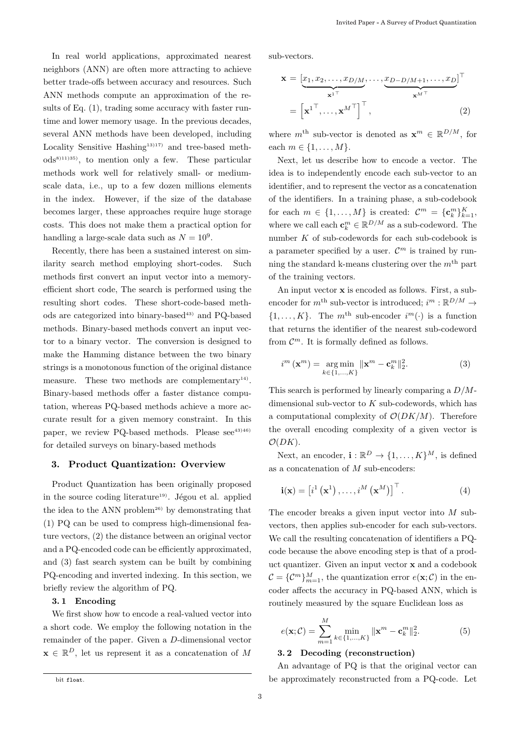In real world applications, approximated nearest neighbors (ANN) are often more attracting to achieve better trade-offs between accuracy and resources. Such ANN methods compute an approximation of the results of Eq. (1), trading some accuracy with faster runtime and lower memory usage. In the previous decades, several ANN methods have been developed, including Locality Sensitive Hashing[13)17)] and tree-based methods[8)11)35)], to mention only a few. These particular methods work well for relatively small- or medium-scale data, i.e., up to a few dozen millions elements in the index. However, if the size of the database becomes larger, these approaches require huge storage costs. This does not make them a practical option for handling a large-scale data such as $N = 10^9$.

Recently, there has been a sustained interest on similarity search method employing short-codes. Such methods first convert an input vector into a memory-efficient short code, The search is performed using the resulting short codes. These short-code-based methods are categorized into binary-based[43)] and PQ-based methods. Binary-based methods convert an input vector to a binary vector. The conversion is designed to make the Hamming distance between the two binary strings is a monotonous function of the original distance measure. These two methods are complementary[14)]. Binary-based methods offer a faster distance computation, whereas PQ-based methods achieve a more accurate result for a given memory constraint. In this paper, we review PQ-based methods. Please see[43)46)] for detailed surveys on binary-based methods

## 3. Product Quantization: Overview

Product Quantization has been originally proposed in the source coding literature[19)]. Jégou et al. applied the idea to the ANN problem[26)] by demonstrating that (1) PQ can be used to compress high-dimensional feature vectors, (2) the distance between an original vector and a PQ-encoded code can be efficiently approximated, and (3) fast search system can be built by combining PQ-encoding and inverted indexing. In this section, we briefly review the algorithm of PQ.

### 3.1 Encoding

We first show how to encode a real-valued vector into a short code. We employ the following notation in the remainder of the paper. Given a $D$-dimensional vector $\mathbf{x} \in \mathbb{R}^D$, let us represent it as a concatenation of $M$ sub-vectors.

$$
\begin{aligned}
\mathbf{x} &= [\underbrace{x_1, x_2, \ldots, x_{D/M}}_{\mathbf{x}^{1\top}}, \ldots, \underbrace{x_{D-D/M+1}, \ldots, x_D}_{\mathbf{x}^{M\top}}]^\top \\
&= \left[\mathbf{x}^{1\top}, \ldots, \mathbf{x}^{M\top}\right]^\top,
\end{aligned} \tag{2}
$$

where $m^{\text{th}}$ sub-vector is denoted as $\mathbf{x}^m \in \mathbb{R}^{D/M}$, for each $m \in \{1, \ldots, M\}$.

Next, let us describe how to encode a vector. The idea is to independently encode each sub-vector to an identifier, and to represent the vector as a concatenation of the identifiers. In a training phase, a sub-codebook for each $m \in \{1, \ldots, M\}$ is created: $\mathcal{C}^m = \{\mathbf{c}_k^m\}_{k=1}^K$, where we call each $\mathbf{c}_k^m \in \mathbb{R}^{D/M}$ as a sub-codeword. The number $K$ of sub-codewords for each sub-codebook is a parameter specified by a user. $\mathcal{C}^m$ is trained by running the standard k-means clustering over the $m^{\text{th}}$ part of the training vectors.

An input vector $\mathbf{x}$ is encoded as follows. First, a sub-encoder for $m^{\text{th}}$ sub-vector is introduced; $i^m : \mathbb{R}^{D/M} \to \{1, \ldots, K\}$. The $m^{\text{th}}$ sub-encoder $i^m(\cdot)$ is a function that returns the identifier of the nearest sub-codeword from $\mathcal{C}^m$. It is formally defined as follows.

$$
i^m(\mathbf{x}^m) = \underset{k \in \{1, \ldots, K\}}{\arg\min} \|\mathbf{x}^m - \mathbf{c}_k^m\|_2^2. \tag{3}
$$

This search is performed by linearly comparing a $D/M$-dimensional sub-vector to $K$ sub-codewords, which has a computational complexity of $\mathcal{O}(DK/M)$. Therefore the overall encoding complexity of a given vector is $\mathcal{O}(DK)$.

Next, an encoder, $\mathbf{i} : \mathbb{R}^D \to \{1, \ldots, K\}^M$, is defined as a concatenation of $M$ sub-encoders:

$$
\mathbf{i}(\mathbf{x}) = \left[i^1(\mathbf{x}^1), \ldots, i^M(\mathbf{x}^M)\right]^\top. \tag{4}
$$

The encoder breaks a given input vector into $M$ sub-vectors, then applies sub-encoder for each sub-vectors. We call the resulting concatenation of identifiers a PQ-code because the above encoding step is that of a product quantizer. Given an input vector $\mathbf{x}$ and a codebook $\mathcal{C} = \{\mathcal{C}^m\}_{m=1}^M$, the quantization error $e(\mathbf{x}; \mathcal{C})$ in the encoder affects the accuracy in PQ-based ANN, which is routinely measured by the square Euclidean loss as

$$
e(\mathbf{x}; \mathcal{C}) = \sum_{m=1}^{M} \min_{k \in \{1, \ldots, K\}} \|\mathbf{x}^m - \mathbf{c}_k^m\|_2^2. \tag{5}
$$

### 3.2 Decoding (reconstruction)

An advantage of PQ is that the original vector can be approximately reconstructed from a PQ-code. Let

bit `float`.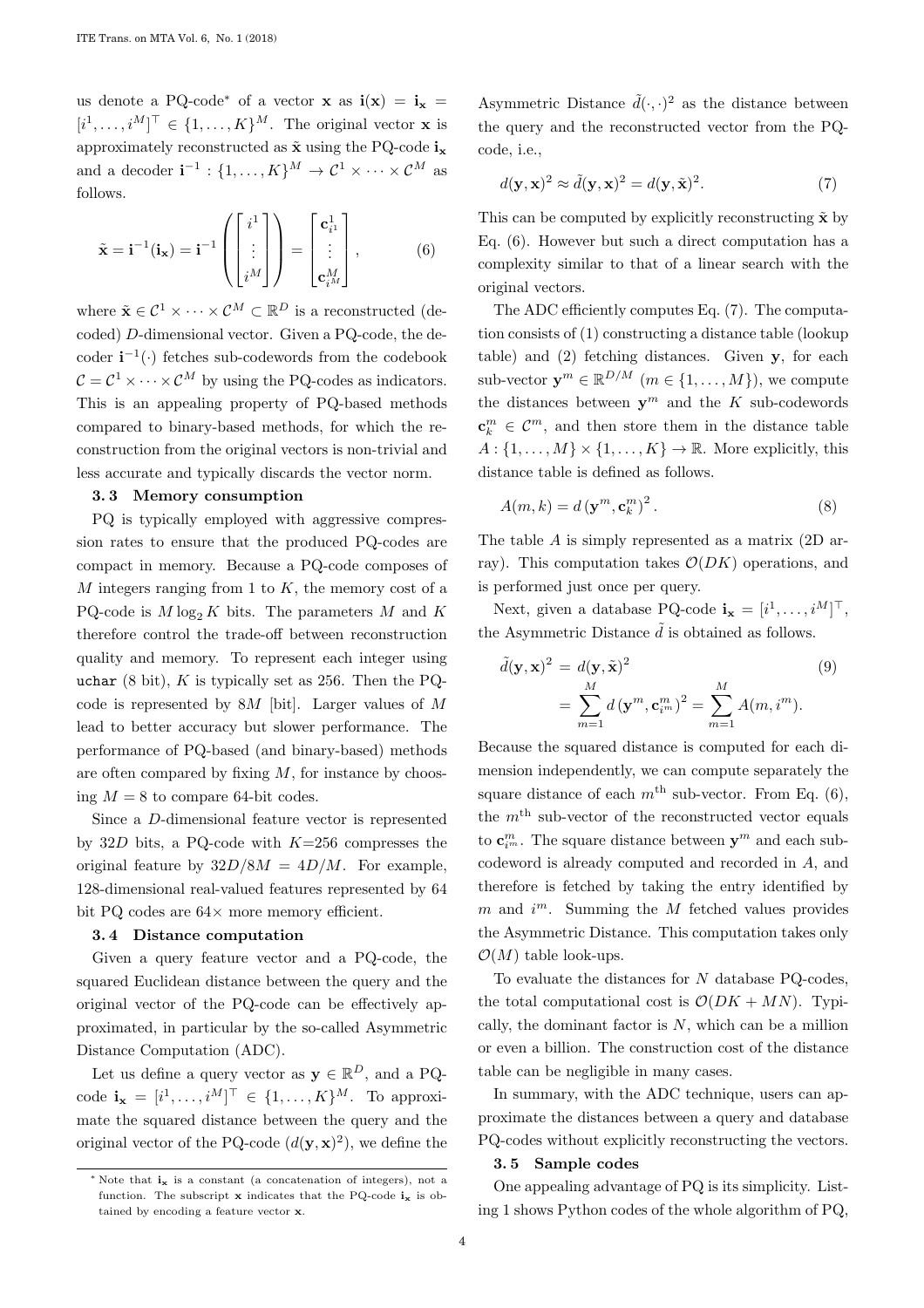us denote a PQ-code* of a vector $\mathbf{x}$ as $\mathbf{i}(\mathbf{x}) = \mathbf{i}_\mathbf{x} = [i^1, \ldots, i^M]^\top \in \{1, \ldots, K\}^M$. The original vector $\mathbf{x}$ is approximately reconstructed as $\tilde{\mathbf{x}}$ using the PQ-code $\mathbf{i}_\mathbf{x}$ and a decoder $\mathbf{i}^{-1} : \{1, \ldots, K\}^M \to \mathcal{C}^1 \times \cdots \times \mathcal{C}^M$ as follows.

$$\tilde{\mathbf{x}} = \mathbf{i}^{-1}(\mathbf{i}_\mathbf{x}) = \mathbf{i}^{-1}\left(\begin{bmatrix} i^1 \\ \vdots \\ i^M \end{bmatrix}\right) = \begin{bmatrix} \mathbf{c}^1_{i^1} \\ \vdots \\ \mathbf{c}^M_{i^M} \end{bmatrix}, \tag{6}$$

where $\tilde{\mathbf{x}} \in \mathcal{C}^1 \times \cdots \times \mathcal{C}^M \subset \mathbb{R}^D$ is a reconstructed (decoded) $D$-dimensional vector. Given a PQ-code, the decoder $\mathbf{i}^{-1}(\cdot)$ fetches sub-codewords from the codebook $\mathcal{C} = \mathcal{C}^1 \times \cdots \times \mathcal{C}^M$ by using the PQ-codes as indicators. This is an appealing property of PQ-based methods compared to binary-based methods, for which the reconstruction from the original vectors is non-trivial and less accurate and typically discards the vector norm.

### 3.3 Memory consumption

PQ is typically employed with aggressive compression rates to ensure that the produced PQ-codes are compact in memory. Because a PQ-code composes of $M$ integers ranging from 1 to $K$, the memory cost of a PQ-code is $M \log_2 K$ bits. The parameters $M$ and $K$ therefore control the trade-off between reconstruction quality and memory. To represent each integer using `uchar` (8 bit), $K$ is typically set as 256. Then the PQ-code is represented by $8M$ [bit]. Larger values of $M$ lead to better accuracy but slower performance. The performance of PQ-based (and binary-based) methods are often compared by fixing $M$, for instance by choosing $M = 8$ to compare 64-bit codes.

Since a $D$-dimensional feature vector is represented by $32D$ bits, a PQ-code with $K$=256 compresses the original feature by $32D/8M = 4D/M$. For example, 128-dimensional real-valued features represented by 64 bit PQ codes are $64\times$ more memory efficient.

### 3.4 Distance computation

Given a query feature vector and a PQ-code, the squared Euclidean distance between the query and the original vector of the PQ-code can be effectively approximated, in particular by the so-called Asymmetric Distance Computation (ADC).

Let us define a query vector as $\mathbf{y} \in \mathbb{R}^D$, and a PQ-code $\mathbf{i}_\mathbf{x} = [i^1, \ldots, i^M]^\top \in \{1, \ldots, K\}^M$. To approximate the squared distance between the query and the original vector of the PQ-code ($d(\mathbf{y}, \mathbf{x})^2$), we define the Asymmetric Distance $\tilde{d}(\cdot, \cdot)^2$ as the distance between the query and the reconstructed vector from the PQ-code, i.e.,

$$d(\mathbf{y}, \mathbf{x})^2 \approx \tilde{d}(\mathbf{y}, \mathbf{x})^2 = d(\mathbf{y}, \tilde{\mathbf{x}})^2. \tag{7}$$

This can be computed by explicitly reconstructing $\tilde{\mathbf{x}}$ by Eq. (6). However but such a direct computation has a complexity similar to that of a linear search with the original vectors.

The ADC efficiently computes Eq. (7). The computation consists of (1) constructing a distance table (lookup table) and (2) fetching distances. Given $\mathbf{y}$, for each sub-vector $\mathbf{y}^m \in \mathbb{R}^{D/M}$ ($m \in \{1, \ldots, M\}$), we compute the distances between $\mathbf{y}^m$ and the $K$ sub-codewords $\mathbf{c}^m_k \in \mathcal{C}^m$, and then store them in the distance table $A : \{1, \ldots, M\} \times \{1, \ldots, K\} \to \mathbb{R}$. More explicitly, this distance table is defined as follows.

$$A(m, k) = d\left(\mathbf{y}^m, \mathbf{c}^m_k\right)^2. \tag{8}$$

The table $A$ is simply represented as a matrix (2D array). This computation takes $\mathcal{O}(DK)$ operations, and is performed just once per query.

Next, given a database PQ-code $\mathbf{i}_\mathbf{x} = [i^1, \ldots, i^M]^\top$, the Asymmetric Distance $\tilde{d}$ is obtained as follows.

$$\begin{aligned} \tilde{d}(\mathbf{y}, \mathbf{x})^2 &= d(\mathbf{y}, \tilde{\mathbf{x}})^2 \\ &= \sum_{m=1}^{M} d\left(\mathbf{y}^m, \mathbf{c}^m_{i^m}\right)^2 = \sum_{m=1}^{M} A(m, i^m). \end{aligned} \tag{9}$$

Because the squared distance is computed for each dimension independently, we can compute separately the square distance of each $m^{\text{th}}$ sub-vector. From Eq. (6), the $m^{\text{th}}$ sub-vector of the reconstructed vector equals to $\mathbf{c}^m_{i^m}$. The square distance between $\mathbf{y}^m$ and each sub-codeword is already computed and recorded in $A$, and therefore is fetched by taking the entry identified by $m$ and $i^m$. Summing the $M$ fetched values provides the Asymmetric Distance. This computation takes only $\mathcal{O}(M)$ table look-ups.

To evaluate the distances for $N$ database PQ-codes, the total computational cost is $\mathcal{O}(DK + MN)$. Typically, the dominant factor is $N$, which can be a million or even a billion. The construction cost of the distance table can be negligible in many cases.

In summary, with the ADC technique, users can approximate the distances between a query and database PQ-codes without explicitly reconstructing the vectors.

### 3.5 Sample codes

One appealing advantage of PQ is its simplicity. Listing 1 shows Python codes of the whole algorithm of PQ,

---

\* Note that $\mathbf{i}_\mathbf{x}$ is a constant (a concatenation of integers), not a function. The subscript $\mathbf{x}$ indicates that the PQ-code $\mathbf{i}_\mathbf{x}$ is obtained by encoding a feature vector $\mathbf{x}$.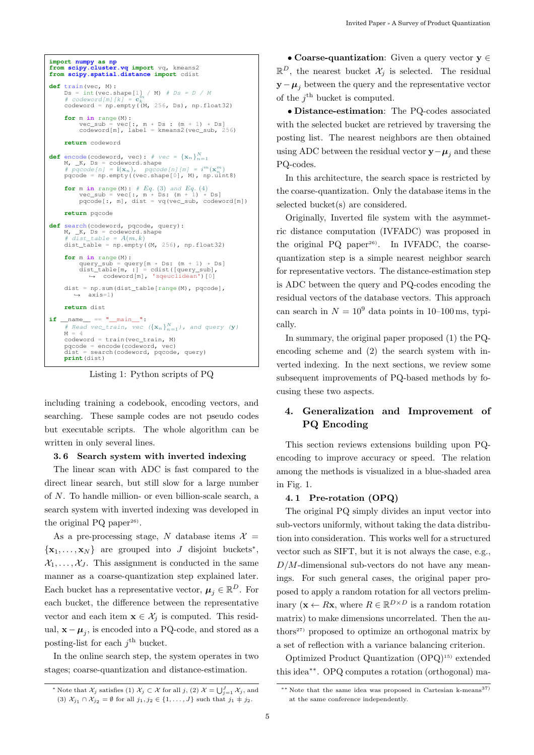```python
import numpy as np
from scipy.cluster.vq import vq, kmeans2
from scipy.spatial.distance import cdist

def train(vec, M):
    Ds = int(vec.shape[1] / M)  # Ds = D / M
    # codeword[m][k] = c_k^m
    codeword = np.empty((M, 256, Ds), np.float32)

    for m in range(M):
        vec_sub = vec[:, m * Ds : (m + 1) * Ds]
        codeword[m], label = kmeans2(vec_sub, 256)

    return codeword

def encode(codeword, vec):  # vec = {x_n}_{n=1}^N
    M, _K, Ds = codeword.shape
    # pqcode[n] = i(x_n),  pqcode[n][m] = i^m(x_n^m)
    pqcode = np.empty((vec.shape[0], M), np.uint8)

    for m in range(M):  # Eq. (3) and Eq. (4)
        vec_sub = vec[:, m * Ds: (m + 1) * Ds]
        pqcode[:, m], dist = vq(vec_sub, codeword[m])

    return pqcode

def search(codeword, pqcode, query):
    M, _K, Ds = codeword.shape
    # dist_table = A(m, k)
    dist_table = np.empty((M, 256), np.float32)

    for m in range(M):
        query_sub = query[m * Ds: (m + 1) * Ds]
        dist_table[m, :] = cdist([query_sub],
            codeword[m], 'sqeuclidean')[0]

    dist = np.sum(dist_table[range(M), pqcode],
        axis=1)

    return dist

if __name__ == "__main__":
    # Read vec_train, vec ({x_n}_{n=1}^N), and query (y)
    M = 4
    codeword = train(vec_train, M)
    pqcode = encode(codeword, vec)
    dist = search(codeword, pqcode, query)
    print(dist)
```

Listing 1: Python scripts of PQ

including training a codebook, encoding vectors, and searching. These sample codes are not pseudo codes but executable scripts. The whole algorithm can be written in only several lines.

### 3.6 Search system with inverted indexing

The linear scan with ADC is fast compared to the direct linear search, but still slow for a large number of $N$. To handle million- or even billion-scale search, a search system with inverted indexing was developed in the original PQ paper[26].

As a pre-processing stage, $N$ database items $\mathcal{X} = \{\mathbf{x}_1, \dots, \mathbf{x}_N\}$ are grouped into $J$ disjoint buckets*, $\mathcal{X}_1, \dots, \mathcal{X}_J$. This assignment is conducted in the same manner as a coarse-quantization step explained later. Each bucket has a representative vector, $\boldsymbol{\mu}_j \in \mathbb{R}^D$. For each bucket, the difference between the representative vector and each item $\mathbf{x} \in \mathcal{X}_j$ is computed. This residual, $\mathbf{x} - \boldsymbol{\mu}_j$, is encoded into a PQ-code, and stored as a posting-list for each $j^{\text{th}}$ bucket.

In the online search step, the system operates in two stages; coarse-quantization and distance-estimation.

- **Coarse-quantization**: Given a query vector $\mathbf{y} \in \mathbb{R}^D$, the nearest bucket $\mathcal{X}_j$ is selected. The residual $\mathbf{y} - \boldsymbol{\mu}_j$ between the query and the representative vector of the $j^{\text{th}}$ bucket is computed.
- **Distance-estimation**: The PQ-codes associated with the selected bucket are retrieved by traversing the posting list. The nearest neighbors are then obtained using ADC between the residual vector $\mathbf{y} - \boldsymbol{\mu}_j$ and these PQ-codes.

In this architecture, the search space is restricted by the coarse-quantization. Only the database items in the selected bucket(s) are considered.

Originally, Inverted file system with the asymmetric distance computation (IVFADC) was proposed in the original PQ paper[26]. In IVFADC, the coarse-quantization step is a simple nearest neighbor search for representative vectors. The distance-estimation step is ADC between the query and PQ-codes encoding the residual vectors of the database vectors. This approach can search in $N = 10^9$ data points in 10–100 ms, typically.

In summary, the original paper proposed (1) the PQ-encoding scheme and (2) the search system with inverted indexing. In the next sections, we review some subsequent improvements of PQ-based methods by focusing these two aspects.

## 4. Generalization and Improvement of PQ Encoding

This section reviews extensions building upon PQ-encoding to improve accuracy or speed. The relation among the methods is visualized in a blue-shaded area in Fig. 1.

### 4.1 Pre-rotation (OPQ)

The original PQ simply divides an input vector into sub-vectors uniformly, without taking the data distribution into consideration. This works well for a structured vector such as SIFT, but it is not always the case, e.g., $D/M$-dimensional sub-vectors do not have any meanings. For such general cases, the original paper proposed to apply a random rotation for all vectors preliminary ($\mathbf{x} \leftarrow R\mathbf{x}$, where $R \in \mathbb{R}^{D \times D}$ is a random rotation matrix) to make dimensions uncorrelated. Then the authors[27] proposed to optimize an orthogonal matrix by a set of reflection with a variance balancing criterion.

Optimized Product Quantization (OPQ)[15] extended this idea**. OPQ computes a rotation (orthogonal) ma-

* Note that $\mathcal{X}_j$ satisfies (1) $\mathcal{X}_j \subset \mathcal{X}$ for all $j$, (2) $\mathcal{X} = \bigcup_{j=1}^{J} \mathcal{X}_j$, and (3) $\mathcal{X}_{j_1} \cap \mathcal{X}_{j_2} = \emptyset$ for all $j_1, j_2 \in \{1, \dots, J\}$ such that $j_1 \neq j_2$.

** Note that the same idea was proposed in Cartesian k-means[37] at the same conference independently.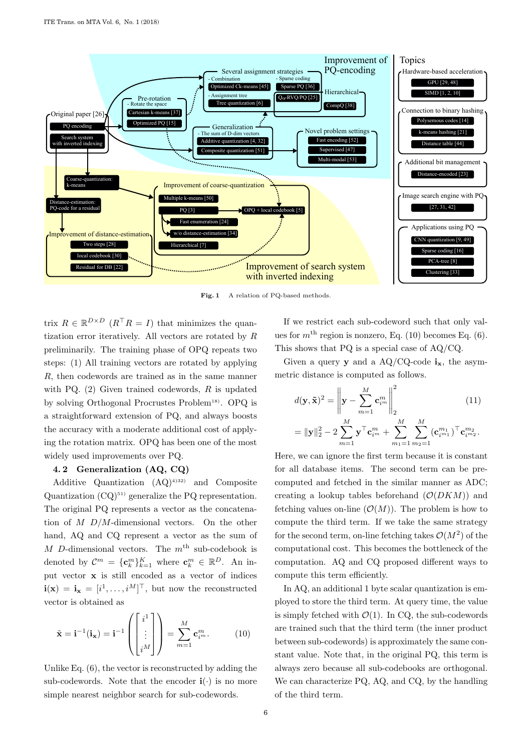Fig. 1 A relation of PQ-based methods.

trix $R \in \mathbb{R}^{D \times D}$ ($R^\top R = I$) that minimizes the quantization error iteratively. All vectors are rotated by $R$ preliminarily. The training phase of OPQ repeats two steps: (1) All training vectors are rotated by applying $R$, then codewords are trained as in the same manner with PQ. (2) Given trained codewords, $R$ is updated by solving Orthogonal Procrustes Problem[18]. OPQ is a straightforward extension of PQ, and always boosts the accuracy with a moderate additional cost of applying the rotation matrix. OPQ has been one of the most widely used improvements over PQ.

### 4. 2 Generalization (AQ, CQ)

Additive Quantization (AQ)[4][32] and Composite Quantization (CQ)[51] generalize the PQ representation. The original PQ represents a vector as the concatenation of $M$ $D/M$-dimensional vectors. On the other hand, AQ and CQ represent a vector as the sum of $M$ $D$-dimensional vectors. The $m^{\text{th}}$ sub-codebook is denoted by $\mathcal{C}^m = \{\mathbf{c}^m_k\}_{k=1}^K$ where $\mathbf{c}^m_k \in \mathbb{R}^D$. An input vector $\mathbf{x}$ is still encoded as a vector of indices $\mathbf{i}(\mathbf{x}) = \mathbf{i}_\mathbf{x} = [i^1, \ldots, i^M]^\top$, but now the reconstructed vector is obtained as

$$\tilde{\mathbf{x}} = \mathbf{i}^{-1}(\mathbf{i}_\mathbf{x}) = \mathbf{i}^{-1}\left(\begin{bmatrix} i^1 \\ \vdots \\ i^M \end{bmatrix}\right) = \sum_{m=1}^{M} \mathbf{c}^m_{i^m}. \tag{10}$$

Unlike Eq. (6), the vector is reconstructed by adding the sub-codewords. Note that the encoder $\mathbf{i}(\cdot)$ is no more simple nearest neighbor search for sub-codewords.

If we restrict each sub-codeword such that only values for $m^{\text{th}}$ region is nonzero, Eq. (10) becomes Eq. (6). This shows that PQ is a special case of AQ/CQ.

Given a query $\mathbf{y}$ and a AQ/CQ-code $\mathbf{i}_\mathbf{x}$, the asymmetric distance is computed as follows.

$$\begin{aligned} d(\mathbf{y}, \tilde{\mathbf{x}})^2 &= \left\| \mathbf{y} - \sum_{m=1}^{M} \mathbf{c}^m_{i^m} \right\|_2^2 \\ &= \|\mathbf{y}\|_2^2 - 2\sum_{m=1}^{M} \mathbf{y}^\top \mathbf{c}^m_{i^m} + \sum_{m_1=1}^{M}\sum_{m_2=1}^{M} (\mathbf{c}^{m_1}_{i^{m_1}})^\top \mathbf{c}^{m_2}_{i^{m_2}}. \end{aligned} \tag{11}$$

Here, we can ignore the first term because it is constant for all database items. The second term can be pre-computed and fetched in the similar manner as ADC; creating a lookup tables beforehand ($\mathcal{O}(DKM)$) and fetching values on-line ($\mathcal{O}(M)$). The problem is how to compute the third term. If we take the same strategy for the second term, on-line fetching takes $\mathcal{O}(M^2)$ of the computational cost. This becomes the bottleneck of the computation. AQ and CQ proposed different ways to compute this term efficiently.

In AQ, an additional 1 byte scalar quantization is employed to store the third term. At query time, the value is simply fetched with $\mathcal{O}(1)$. In CQ, the sub-codewords are trained such that the third term (the inner product between sub-codewords) is approximately the same constant value. Note that, in the original PQ, this term is always zero because all sub-codebooks are orthogonal. We can characterize PQ, AQ, and CQ, by the handling of the third term.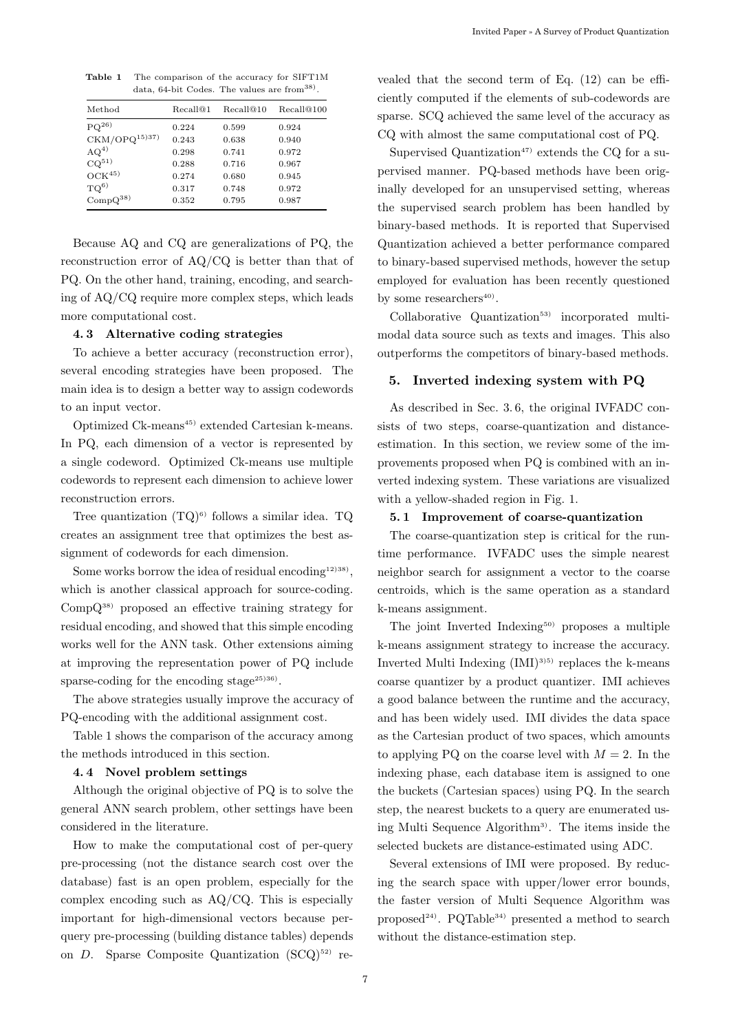**Table 1** The comparison of the accuracy for SIFT1M data, 64-bit Codes. The values are from[38].

| Method | Recall@1 | Recall@10 | Recall@100 |
|---|---|---|---|
| PQ[26] | 0.224 | 0.599 | 0.924 |
| CKM/OPQ[15][37] | 0.243 | 0.638 | 0.940 |
| AQ[4] | 0.298 | 0.741 | 0.972 |
| CQ[51] | 0.288 | 0.716 | 0.967 |
| OCK[45] | 0.274 | 0.680 | 0.945 |
| TQ[6] | 0.317 | 0.748 | 0.972 |
| CompQ[38] | 0.352 | 0.795 | 0.987 |

Because AQ and CQ are generalizations of PQ, the reconstruction error of AQ/CQ is better than that of PQ. On the other hand, training, encoding, and searching of AQ/CQ require more complex steps, which leads more computational cost.

### 4.3 Alternative coding strategies

To achieve a better accuracy (reconstruction error), several encoding strategies have been proposed. The main idea is to design a better way to assign codewords to an input vector.

Optimized Ck-means[45] extended Cartesian k-means. In PQ, each dimension of a vector is represented by a single codeword. Optimized Ck-means use multiple codewords to represent each dimension to achieve lower reconstruction errors.

Tree quantization (TQ)[6] follows a similar idea. TQ creates an assignment tree that optimizes the best assignment of codewords for each dimension.

Some works borrow the idea of residual encoding[12][38], which is another classical approach for source-coding. CompQ[38] proposed an effective training strategy for residual encoding, and showed that this simple encoding works well for the ANN task. Other extensions aiming at improving the representation power of PQ include sparse-coding for the encoding stage[25][36].

The above strategies usually improve the accuracy of PQ-encoding with the additional assignment cost.

Table 1 shows the comparison of the accuracy among the methods introduced in this section.

### 4.4 Novel problem settings

Although the original objective of PQ is to solve the general ANN search problem, other settings have been considered in the literature.

How to make the computational cost of per-query pre-processing (not the distance search cost over the database) fast is an open problem, especially for the complex encoding such as AQ/CQ. This is especially important for high-dimensional vectors because per-query pre-processing (building distance tables) depends on $D$. Sparse Composite Quantization (SCQ)[52] revealed that the second term of Eq. (12) can be efficiently computed if the elements of sub-codewords are sparse. SCQ achieved the same level of the accuracy as CQ with almost the same computational cost of PQ.

Supervised Quantization[47] extends the CQ for a supervised manner. PQ-based methods have been originally developed for an unsupervised setting, whereas the supervised search problem has been handled by binary-based methods. It is reported that Supervised Quantization achieved a better performance compared to binary-based supervised methods, however the setup employed for evaluation has been recently questioned by some researchers[40].

Collaborative Quantization[53] incorporated multimodal data source such as texts and images. This also outperforms the competitors of binary-based methods.

## 5. Inverted indexing system with PQ

As described in Sec. 3.6, the original IVFADC consists of two steps, coarse-quantization and distance-estimation. In this section, we review some of the improvements proposed when PQ is combined with an inverted indexing system. These variations are visualized with a yellow-shaded region in Fig. 1.

### 5.1 Improvement of coarse-quantization

The coarse-quantization step is critical for the runtime performance. IVFADC uses the simple nearest neighbor search for assignment a vector to the coarse centroids, which is the same operation as a standard k-means assignment.

The joint Inverted Indexing[50] proposes a multiple k-means assignment strategy to increase the accuracy. Inverted Multi Indexing (IMI)[3][5] replaces the k-means coarse quantizer by a product quantizer. IMI achieves a good balance between the runtime and the accuracy, and has been widely used. IMI divides the data space as the Cartesian product of two spaces, which amounts to applying PQ on the coarse level with $M = 2$. In the indexing phase, each database item is assigned to one the buckets (Cartesian spaces) using PQ. In the search step, the nearest buckets to a query are enumerated using Multi Sequence Algorithm[3]. The items inside the selected buckets are distance-estimated using ADC.

Several extensions of IMI were proposed. By reducing the search space with upper/lower error bounds, the faster version of Multi Sequence Algorithm was proposed[24]. PQTable[34] presented a method to search without the distance-estimation step.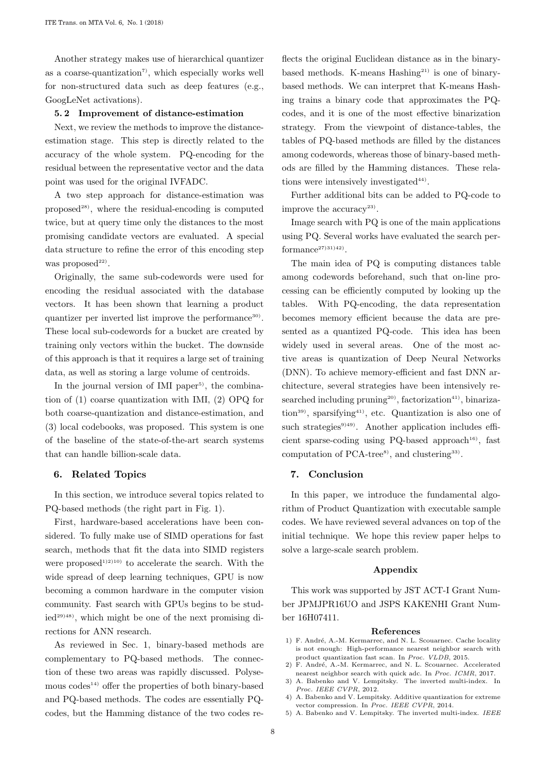Another strategy makes use of hierarchical quantizer as a coarse-quantization[7], which especially works well for non-structured data such as deep features (e.g., GoogLeNet activations).

### 5.2 Improvement of distance-estimation

Next, we review the methods to improve the distance-estimation stage. This step is directly related to the accuracy of the whole system. PQ-encoding for the residual between the representative vector and the data point was used for the original IVFADC.

A two step approach for distance-estimation was proposed[28], where the residual-encoding is computed twice, but at query time only the distances to the most promising candidate vectors are evaluated. A special data structure to refine the error of this encoding step was proposed[22].

Originally, the same sub-codewords were used for encoding the residual associated with the database vectors. It has been shown that learning a product quantizer per inverted list improve the performance[30]. These local sub-codewords for a bucket are created by training only vectors within the bucket. The downside of this approach is that it requires a large set of training data, as well as storing a large volume of centroids.

In the journal version of IMI paper[5], the combination of (1) coarse quantization with IMI, (2) OPQ for both coarse-quantization and distance-estimation, and (3) local codebooks, was proposed. This system is one of the baseline of the state-of-the-art search systems that can handle billion-scale data.

## 6. Related Topics

In this section, we introduce several topics related to PQ-based methods (the right part in Fig. 1).

First, hardware-based accelerations have been considered. To fully make use of SIMD operations for fast search, methods that fit the data into SIMD registers were proposed[1,2,10] to accelerate the search. With the wide spread of deep learning techniques, GPU is now becoming a common hardware in the computer vision community. Fast search with GPUs begins to be studied[29,48], which might be one of the next promising directions for ANN research.

As reviewed in Sec. 1, binary-based methods are complementary to PQ-based methods. The connection of these two areas was rapidly discussed. Polysemous codes[14] offer the properties of both binary-based and PQ-based methods. The codes are essentially PQ-codes, but the Hamming distance of the two codes reflects the original Euclidean distance as in the binary-based methods. K-means Hashing[21] is one of binary-based methods. We can interpret that K-means Hashing trains a binary code that approximates the PQ-codes, and it is one of the most effective binarization strategy. From the viewpoint of distance-tables, the tables of PQ-based methods are filled by the distances among codewords, whereas those of binary-based methods are filled by the Hamming distances. These relations were intensively investigated[44].

Further additional bits can be added to PQ-code to improve the accuracy[23].

Image search with PQ is one of the main applications using PQ. Several works have evaluated the search performance[27,31,42].

The main idea of PQ is computing distances table among codewords beforehand, such that on-line processing can be efficiently computed by looking up the tables. With PQ-encoding, the data representation becomes memory efficient because the data are presented as a quantized PQ-code. This idea has been widely used in several areas. One of the most active areas is quantization of Deep Neural Networks (DNN). To achieve memory-efficient and fast DNN architecture, several strategies have been intensively researched including pruning[20], factorization[41], binarization[39], sparsifying[41], etc. Quantization is also one of such strategies[9,49]. Another application includes efficient sparse-coding using PQ-based approach[16], fast computation of PCA-tree[8], and clustering[33].

## 7. Conclusion

In this paper, we introduce the fundamental algorithm of Product Quantization with executable sample codes. We have reviewed several advances on top of the initial technique. We hope this review paper helps to solve a large-scale search problem.

### Appendix

This work was supported by JST ACT-I Grant Number JPMJPR16UO and JSPS KAKENHI Grant Number 16H07411.

### References

1) F. André, A.-M. Kermarrec, and N. L. Scouarnec. Cache locality is not enough: High-performance nearest neighbor search with product quantization fast scan. In *Proc. VLDB*, 2015.
2) F. André, A.-M. Kermarrec, and N. L. Scouarnec. Accelerated nearest neighbor search with quick adc. In *Proc. ICMR*, 2017.
3) A. Babenko and V. Lempitsky. The inverted multi-index. In *Proc. IEEE CVPR*, 2012.
4) A. Babenko and V. Lempitsky. Additive quantization for extreme vector compression. In *Proc. IEEE CVPR*, 2014.
5) A. Babenko and V. Lempitsky. The inverted multi-index. *IEEE*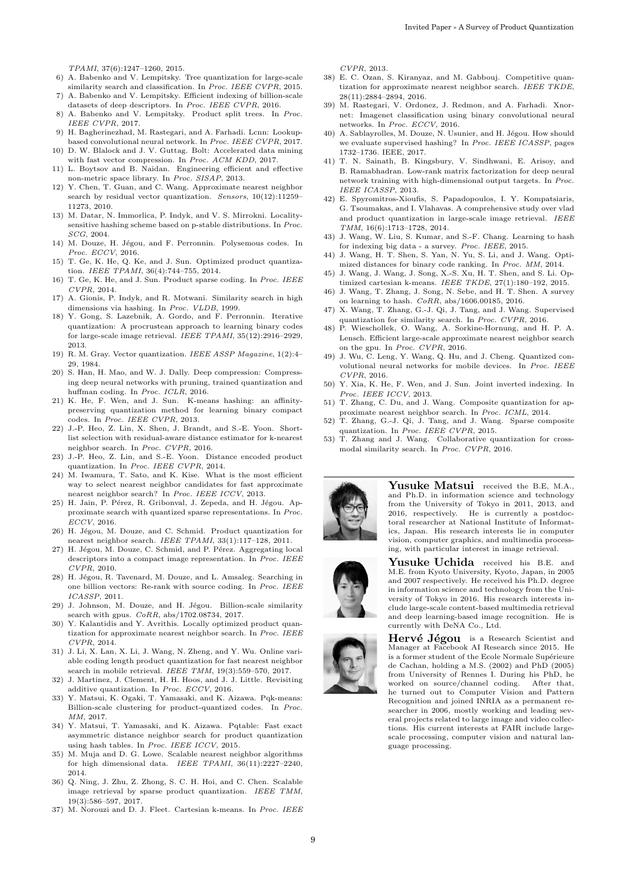*TPAMI*, 37(6):1247–1260, 2015.

6) A. Babenko and V. Lempitsky. Tree quantization for large-scale similarity search and classification. In *Proc. IEEE CVPR*, 2015.
7) A. Babenko and V. Lempitsky. Efficient indexing of billion-scale datasets of deep descriptors. In *Proc. IEEE CVPR*, 2016.
8) A. Babenko and V. Lempitsky. Product split trees. In *Proc. IEEE CVPR*, 2017.
9) H. Bagherinezhad, M. Rastegari, and A. Farhadi. Lcnn: Lookup-based convolutional neural network. In *Proc. IEEE CVPR*, 2017.
10) D. W. Blalock and J. V. Guttag. Bolt: Accelerated data mining with fast vector compression. In *Proc. ACM KDD*, 2017.
11) L. Boytsov and B. Naidan. Engineering efficient and effective non-metric space library. In *Proc. SISAP*, 2013.
12) Y. Chen, T. Guan, and C. Wang. Approximate nearest neighbor search by residual vector quantization. *Sensors*, 10(12):11259–11273, 2010.
13) M. Datar, N. Immorlica, P. Indyk, and V. S. Mirrokni. Locality-sensitive hashing scheme based on p-stable distributions. In *Proc. SCG*, 2004.
14) M. Douze, H. Jégou, and F. Perronnin. Polysemous codes. In *Proc. ECCV*, 2016.
15) T. Ge, K. He, Q. Ke, and J. Sun. Optimized product quantization. *IEEE TPAMI*, 36(4):744–755, 2014.
16) T. Ge, K. He, and J. Sun. Product sparse coding. In *Proc. IEEE CVPR*, 2014.
17) A. Gionis, P. Indyk, and R. Motwani. Similarity search in high dimensions via hashing. In *Proc. VLDB*, 1999.
18) Y. Gong, S. Lazebnik, A. Gordo, and F. Perronnin. Iterative quantization: A procrustean approach to learning binary codes for large-scale image retrieval. *IEEE TPAMI*, 35(12):2916–2929, 2013.
19) R. M. Gray. Vector quantization. *IEEE ASSP Magazine*, 1(2):4–29, 1984.
20) S. Han, H. Mao, and W. J. Dally. Deep compression: Compressing deep neural networks with pruning, trained quantization and huffman coding. In *Proc. ICLR*, 2016.
21) K. He, F. Wen, and J. Sun. K-means hashing: an affinity-preserving quantization method for learning binary compact codes. In *Proc. IEEE CVPR*, 2013.
22) J.-P. Heo, Z. Lin, X. Shen, J. Brandt, and S.-E. Yoon. Shortlist selection with residual-aware distance estimator for k-nearest neighbor search. In *Proc. CVPR*, 2016.
23) J.-P. Heo, Z. Lin, and S.-E. Yoon. Distance encoded product quantization. In *Proc. IEEE CVPR*, 2014.
24) M. Iwamura, T. Sato, and K. Kise. What is the most efficient way to select nearest neighbor candidates for fast approximate nearest neighbor search? In *Proc. IEEE ICCV*, 2013.
25) H. Jain, P. Pérez, R. Gribonval, J. Zepeda, and H. Jégou. Approximate search with quantized sparse representations. In *Proc. ECCV*, 2016.
26) H. Jégou, M. Douze, and C. Schmid. Product quantization for nearest neighbor search. *IEEE TPAMI*, 33(1):117–128, 2011.
27) H. Jégou, M. Douze, C. Schmid, and P. Pérez. Aggregating local descriptors into a compact image representation. In *Proc. IEEE CVPR*, 2010.
28) H. Jégou, R. Tavenard, M. Douze, and L. Amsaleg. Searching in one billion vectors: Re-rank with source coding. In *Proc. IEEE ICASSP*, 2011.
29) J. Johnson, M. Douze, and H. Jégou. Billion-scale similarity search with gpus. *CoRR*, abs/1702.08734, 2017.
30) Y. Kalantidis and Y. Avrithis. Locally optimized product quantization for approximate nearest neighbor search. In *Proc. IEEE CVPR*, 2014.
31) J. Li, X. Lan, X. Li, J. Wang, N. Zheng, and Y. Wu. Online variable coding length product quantization for fast nearest neighbor search in mobile retrieval. *IEEE TMM*, 19(3):559–570, 2017.
32) J. Martinez, J. Clement, H. H. Hoos, and J. J. Little. Revisiting additive quantization. In *Proc. ECCV*, 2016.
33) Y. Matsui, K. Ogaki, T. Yamasaki, and K. Aizawa. Pqk-means: Billion-scale clustering for product-quantized codes. In *Proc. MM*, 2017.
34) Y. Matsui, T. Yamasaki, and K. Aizawa. Pqtable: Fast exact asymmetric distance neighbor search for product quantization using hash tables. In *Proc. IEEE ICCV*, 2015.
35) M. Muja and D. G. Lowe. Scalable nearest neighbor algorithms for high dimensional data. *IEEE TPAMI*, 36(11):2227–2240, 2014.
36) Q. Ning, J. Zhu, Z. Zhong, S. C. H. Hoi, and C. Chen. Scalable image retrieval by sparse product quantization. *IEEE TMM*, 19(3):586–597, 2017.
37) M. Norouzi and D. J. Fleet. Cartesian k-means. In *Proc. IEEE CVPR*, 2013.
38) E. C. Ozan, S. Kiranyaz, and M. Gabbouj. Competitive quantization for approximate nearest neighbor search. *IEEE TKDE*, 28(11):2884–2894, 2016.
39) M. Rastegari, V. Ordonez, J. Redmon, and A. Farhadi. Xnor-net: Imagenet classification using binary convolutional neural networks. In *Proc. ECCV*, 2016.
40) A. Sablayrolles, M. Douze, N. Usunier, and H. Jégou. How should we evaluate supervised hashing? In *Proc. IEEE ICASSP*, pages 1732–1736. IEEE, 2017.
41) T. N. Sainath, B. Kingsbury, V. Sindhwani, E. Arisoy, and B. Ramabhadran. Low-rank matrix factorization for deep neural network training with high-dimensional output targets. In *Proc. IEEE ICASSP*, 2013.
42) E. Spyromitros-Xioufis, S. Papadopoulos, I. Y. Kompatsiaris, G. Tsoumakas, and I. Vlahavas. A comprehensive study over vlad and product quantization in large-scale image retrieval. *IEEE TMM*, 16(6):1713–1728, 2014.
43) J. Wang, W. Liu, S. Kumar, and S.-F. Chang. Learning to hash for indexing big data - a survey. *Proc. IEEE*, 2015.
44) J. Wang, H. T. Shen, S. Yan, N. Yu, S. Li, and J. Wang. Optimized distances for binary code ranking. In *Proc. MM*, 2014.
45) J. Wang, J. Wang, J. Song, X.-S. Xu, H. T. Shen, and S. Li. Optimized cartesian k-means. *IEEE TKDE*, 27(1):180–192, 2015.
46) J. Wang, T. Zhang, J. Song, N. Sebe, and H. T. Shen. A survey on learning to hash. *CoRR*, abs/1606.00185, 2016.
47) X. Wang, T. Zhang, G.-J. Qi, J. Tang, and J. Wang. Supervised quantization for similarity search. In *Proc. CVPR*, 2016.
48) P. Wieschollek, O. Wang, A. Sorkine-Hornung, and H. P. A. Lensch. Efficient large-scale approximate nearest neighbor search on the gpu. In *Proc. CVPR*, 2016.
49) J. Wu, C. Leng, Y. Wang, Q. Hu, and J. Cheng. Quantized convolutional neural networks for mobile devices. In *Proc. IEEE CVPR*, 2016.
50) Y. Xia, K. He, F. Wen, and J. Sun. Joint inverted indexing. In *Proc. IEEE ICCV*, 2013.
51) T. Zhang, C. Du, and J. Wang. Composite quantization for approximate nearest neighbor search. In *Proc. ICML*, 2014.
52) T. Zhang, G.-J. Qi, J. Tang, and J. Wang. Sparse composite quantization. In *Proc. IEEE CVPR*, 2015.
53) T. Zhang and J. Wang. Collaborative quantization for cross-modal similarity search. In *Proc. CVPR*, 2016.

**Yusuke Matsui** received the B.E, M.A., and Ph.D. in information science and technology from the University of Tokyo in 2011, 2013, and 2016, respectively. He is currently a postdoctoral researcher at National Institute of Informatics, Japan. His research interests lie in computer vision, computer graphics, and multimedia processing, with particular interest in image retrieval.

**Yusuke Uchida** received his B.E. and M.E. from Kyoto University, Kyoto, Japan, in 2005 and 2007 respectively. He received his Ph.D. degree in information science and technology from the University of Tokyo in 2016. His research interests include large-scale content-based multimedia retrieval and deep learning-based image recognition. He is currently with DeNA Co., Ltd.

**Hervé Jégou** is a Research Scientist and Manager at Facebook AI Research since 2015. He is a former student of the Ecole Normale Supérieure de Cachan, holding a M.S. (2002) and PhD (2005) from University of Rennes I. During his PhD, he worked on source/channel coding. After that, he turned out to Computer Vision and Pattern Recognition and joined INRIA as a permanent researcher in 2006, mostly working and leading several projects related to large image and video collections. His current interests at FAIR include large-scale processing, computer vision and natural language processing.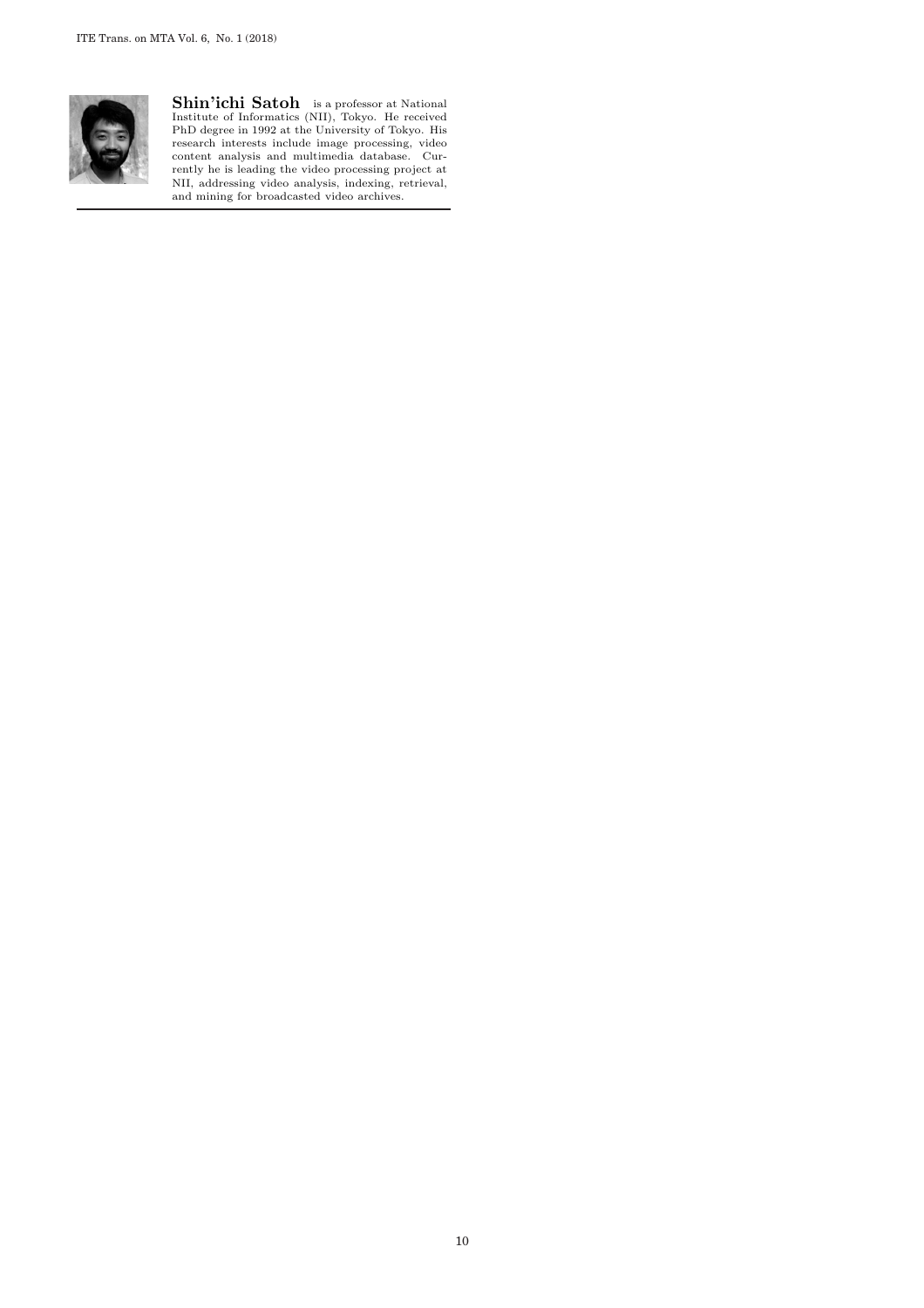**Shin'ichi Satoh** is a professor at National Institute of Informatics (NII), Tokyo. He received PhD degree in 1992 at the University of Tokyo. His research interests include image processing, video content analysis and multimedia database. Currently he is leading the video processing project at NII, addressing video analysis, indexing, retrieval, and mining for broadcasted video archives.